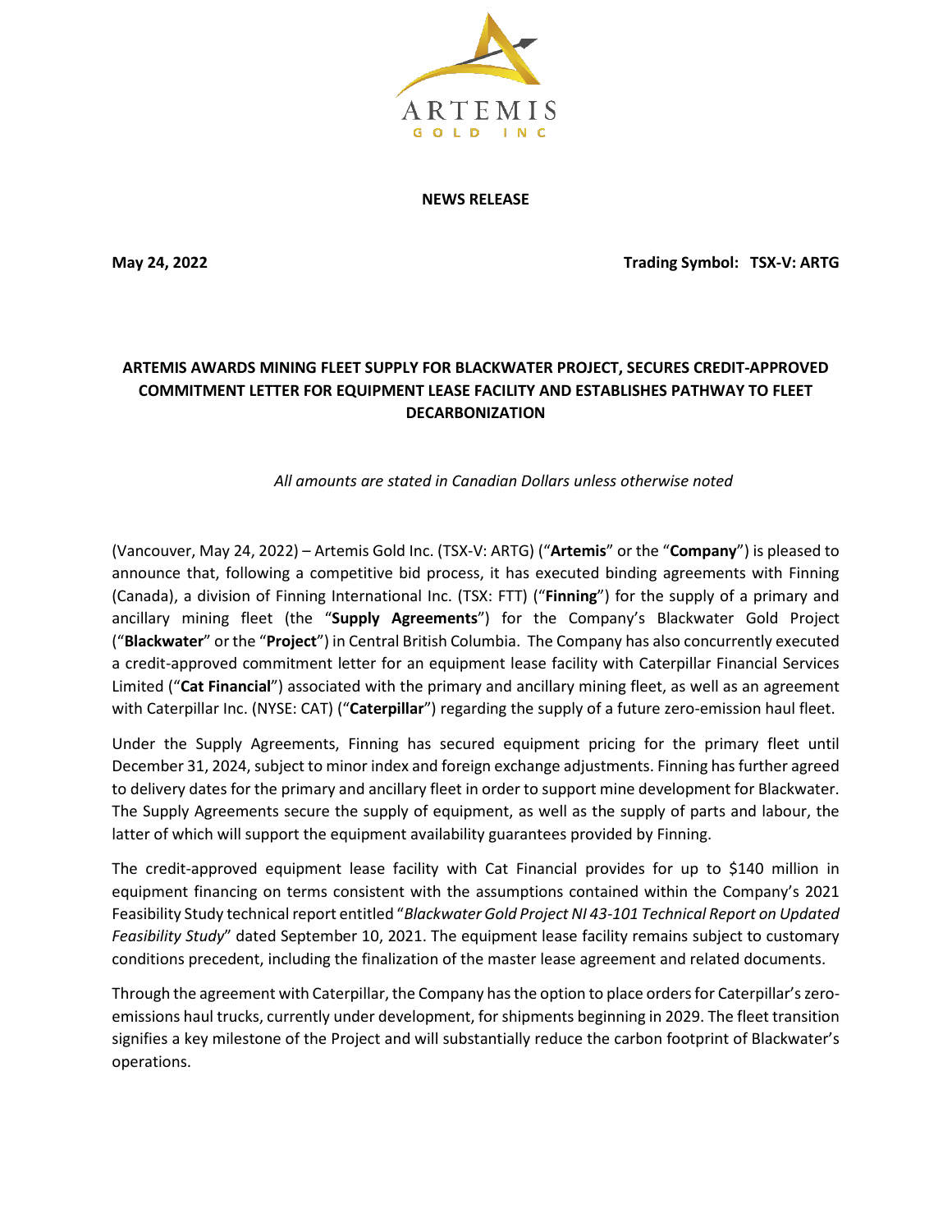ARTEMIS
GOLD INC

**NEWS RELEASE**

**May 24, 2022** **Trading Symbol: TSX-V: ARTG**

# ARTEMIS AWARDS MINING FLEET SUPPLY FOR BLACKWATER PROJECT, SECURES CREDIT-APPROVED COMMITMENT LETTER FOR EQUIPMENT LEASE FACILITY AND ESTABLISHES PATHWAY TO FLEET DECARBONIZATION

*All amounts are stated in Canadian Dollars unless otherwise noted*

(Vancouver, May 24, 2022) – Artemis Gold Inc. (TSX-V: ARTG) ("**Artemis**" or the "**Company**") is pleased to announce that, following a competitive bid process, it has executed binding agreements with Finning (Canada), a division of Finning International Inc. (TSX: FTT) ("**Finning**") for the supply of a primary and ancillary mining fleet (the "**Supply Agreements**") for the Company's Blackwater Gold Project ("**Blackwater**" or the "**Project**") in Central British Columbia. The Company has also concurrently executed a credit-approved commitment letter for an equipment lease facility with Caterpillar Financial Services Limited ("**Cat Financial**") associated with the primary and ancillary mining fleet, as well as an agreement with Caterpillar Inc. (NYSE: CAT) ("**Caterpillar**") regarding the supply of a future zero-emission haul fleet.

Under the Supply Agreements, Finning has secured equipment pricing for the primary fleet until December 31, 2024, subject to minor index and foreign exchange adjustments. Finning has further agreed to delivery dates for the primary and ancillary fleet in order to support mine development for Blackwater. The Supply Agreements secure the supply of equipment, as well as the supply of parts and labour, the latter of which will support the equipment availability guarantees provided by Finning.

The credit-approved equipment lease facility with Cat Financial provides for up to $140 million in equipment financing on terms consistent with the assumptions contained within the Company's 2021 Feasibility Study technical report entitled "*Blackwater Gold Project NI 43-101 Technical Report on Updated Feasibility Study*" dated September 10, 2021. The equipment lease facility remains subject to customary conditions precedent, including the finalization of the master lease agreement and related documents.

Through the agreement with Caterpillar, the Company has the option to place orders for Caterpillar's zero-emissions haul trucks, currently under development, for shipments beginning in 2029. The fleet transition signifies a key milestone of the Project and will substantially reduce the carbon footprint of Blackwater's operations.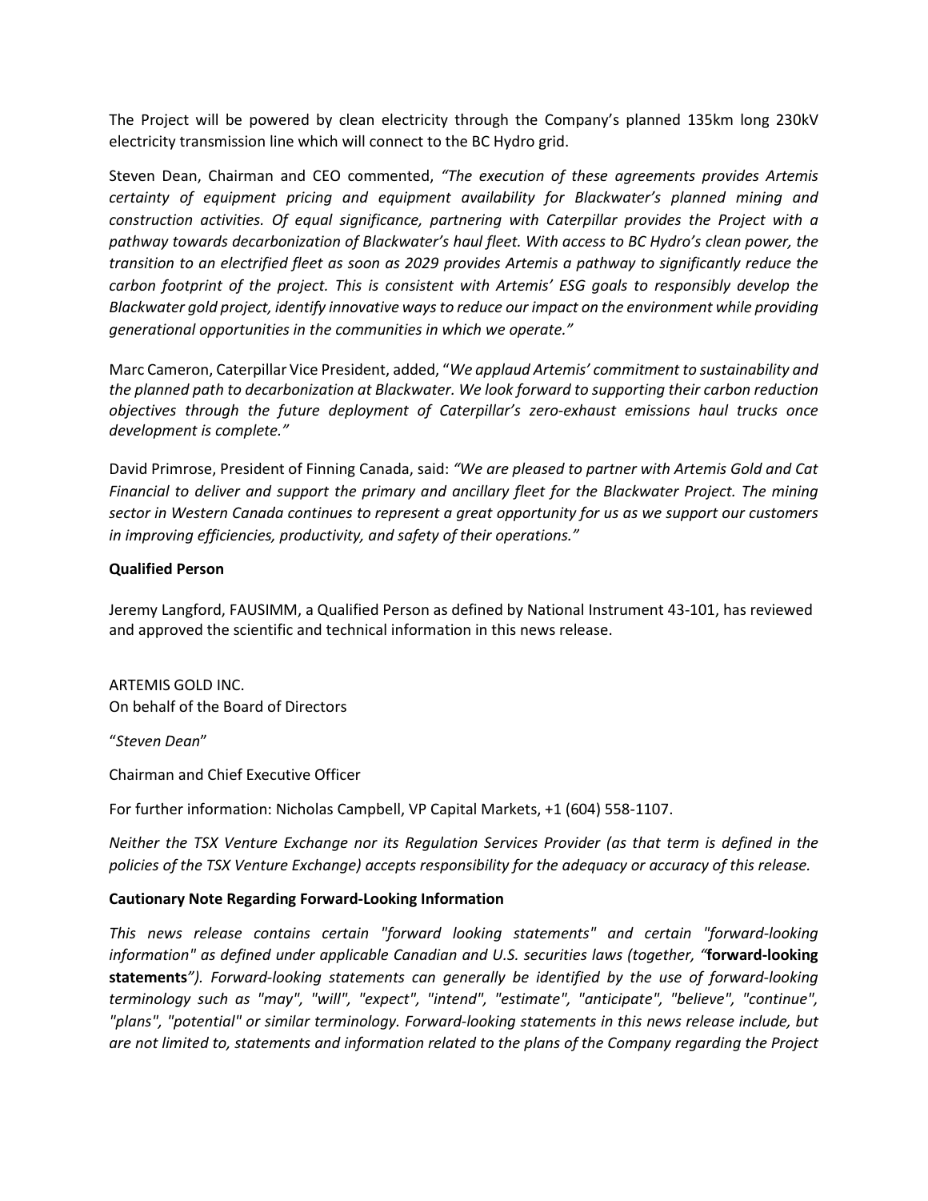The Project will be powered by clean electricity through the Company's planned 135km long 230kV electricity transmission line which will connect to the BC Hydro grid.

Steven Dean, Chairman and CEO commented, *"The execution of these agreements provides Artemis certainty of equipment pricing and equipment availability for Blackwater's planned mining and construction activities. Of equal significance, partnering with Caterpillar provides the Project with a pathway towards decarbonization of Blackwater's haul fleet. With access to BC Hydro's clean power, the transition to an electrified fleet as soon as 2029 provides Artemis a pathway to significantly reduce the carbon footprint of the project. This is consistent with Artemis' ESG goals to responsibly develop the Blackwater gold project, identify innovative ways to reduce our impact on the environment while providing generational opportunities in the communities in which we operate."*

Marc Cameron, Caterpillar Vice President, added, "*We applaud Artemis' commitment to sustainability and the planned path to decarbonization at Blackwater. We look forward to supporting their carbon reduction objectives through the future deployment of Caterpillar's zero-exhaust emissions haul trucks once development is complete."*

David Primrose, President of Finning Canada, said: *"We are pleased to partner with Artemis Gold and Cat Financial to deliver and support the primary and ancillary fleet for the Blackwater Project. The mining sector in Western Canada continues to represent a great opportunity for us as we support our customers in improving efficiencies, productivity, and safety of their operations."*

**Qualified Person**

Jeremy Langford, FAUSIMM, a Qualified Person as defined by National Instrument 43-101, has reviewed and approved the scientific and technical information in this news release.

ARTEMIS GOLD INC.
On behalf of the Board of Directors

"*Steven Dean*"

Chairman and Chief Executive Officer

For further information: Nicholas Campbell, VP Capital Markets, +1 (604) 558-1107.

*Neither the TSX Venture Exchange nor its Regulation Services Provider (as that term is defined in the policies of the TSX Venture Exchange) accepts responsibility for the adequacy or accuracy of this release.*

**Cautionary Note Regarding Forward-Looking Information**

*This news release contains certain "forward looking statements" and certain "forward-looking information" as defined under applicable Canadian and U.S. securities laws (together, "***forward-looking statements***"). Forward-looking statements can generally be identified by the use of forward-looking terminology such as "may", "will", "expect", "intend", "estimate", "anticipate", "believe", "continue", "plans", "potential" or similar terminology. Forward-looking statements in this news release include, but are not limited to, statements and information related to the plans of the Company regarding the Project*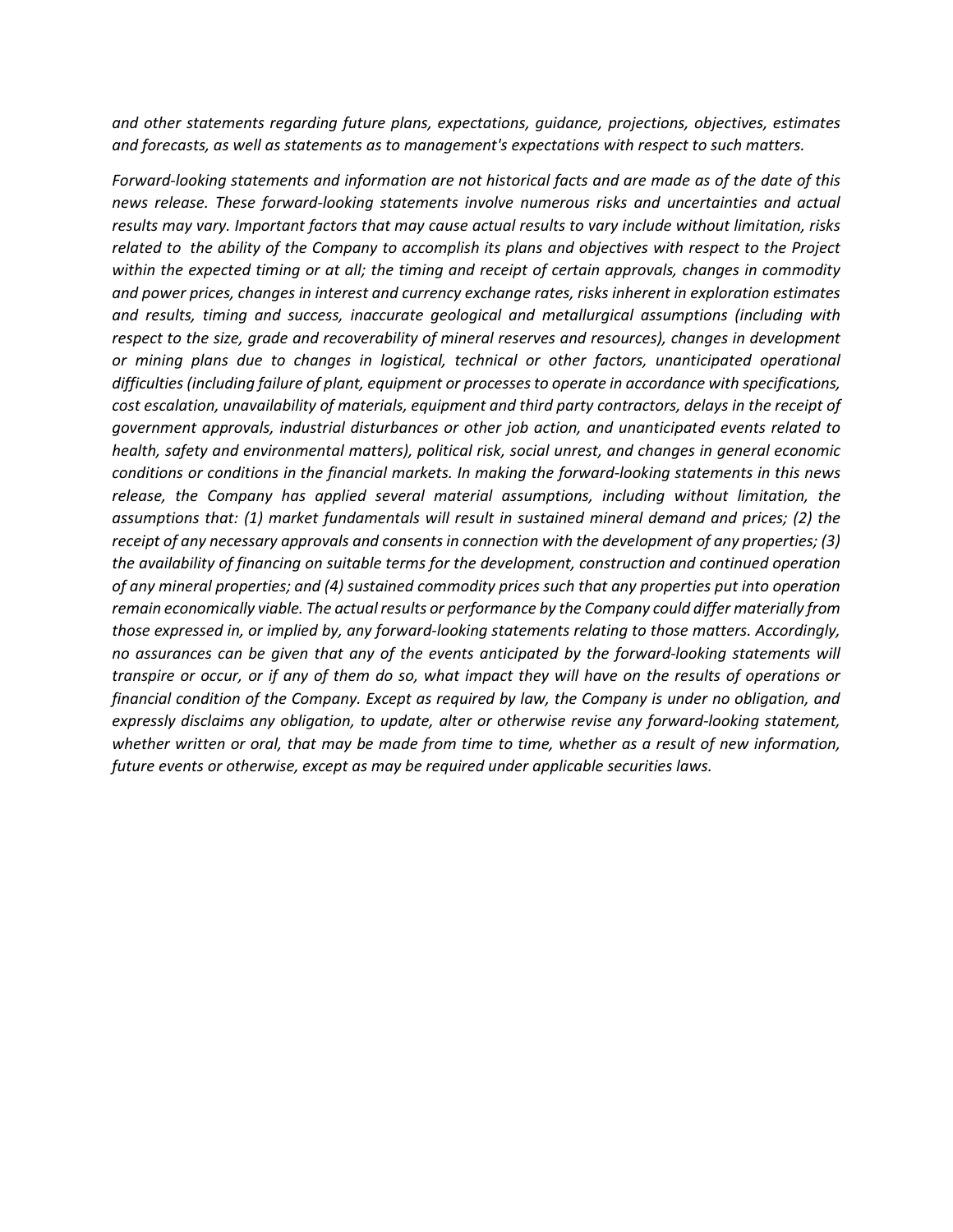*and other statements regarding future plans, expectations, guidance, projections, objectives, estimates and forecasts, as well as statements as to management's expectations with respect to such matters.*

*Forward-looking statements and information are not historical facts and are made as of the date of this news release. These forward-looking statements involve numerous risks and uncertainties and actual results may vary. Important factors that may cause actual results to vary include without limitation, risks related to the ability of the Company to accomplish its plans and objectives with respect to the Project within the expected timing or at all; the timing and receipt of certain approvals, changes in commodity and power prices, changes in interest and currency exchange rates, risks inherent in exploration estimates and results, timing and success, inaccurate geological and metallurgical assumptions (including with respect to the size, grade and recoverability of mineral reserves and resources), changes in development or mining plans due to changes in logistical, technical or other factors, unanticipated operational difficulties (including failure of plant, equipment or processes to operate in accordance with specifications, cost escalation, unavailability of materials, equipment and third party contractors, delays in the receipt of government approvals, industrial disturbances or other job action, and unanticipated events related to health, safety and environmental matters), political risk, social unrest, and changes in general economic conditions or conditions in the financial markets. In making the forward-looking statements in this news release, the Company has applied several material assumptions, including without limitation, the assumptions that: (1) market fundamentals will result in sustained mineral demand and prices; (2) the receipt of any necessary approvals and consents in connection with the development of any properties; (3) the availability of financing on suitable terms for the development, construction and continued operation of any mineral properties; and (4) sustained commodity prices such that any properties put into operation remain economically viable. The actual results or performance by the Company could differ materially from those expressed in, or implied by, any forward-looking statements relating to those matters. Accordingly, no assurances can be given that any of the events anticipated by the forward-looking statements will transpire or occur, or if any of them do so, what impact they will have on the results of operations or financial condition of the Company. Except as required by law, the Company is under no obligation, and expressly disclaims any obligation, to update, alter or otherwise revise any forward-looking statement, whether written or oral, that may be made from time to time, whether as a result of new information, future events or otherwise, except as may be required under applicable securities laws.*